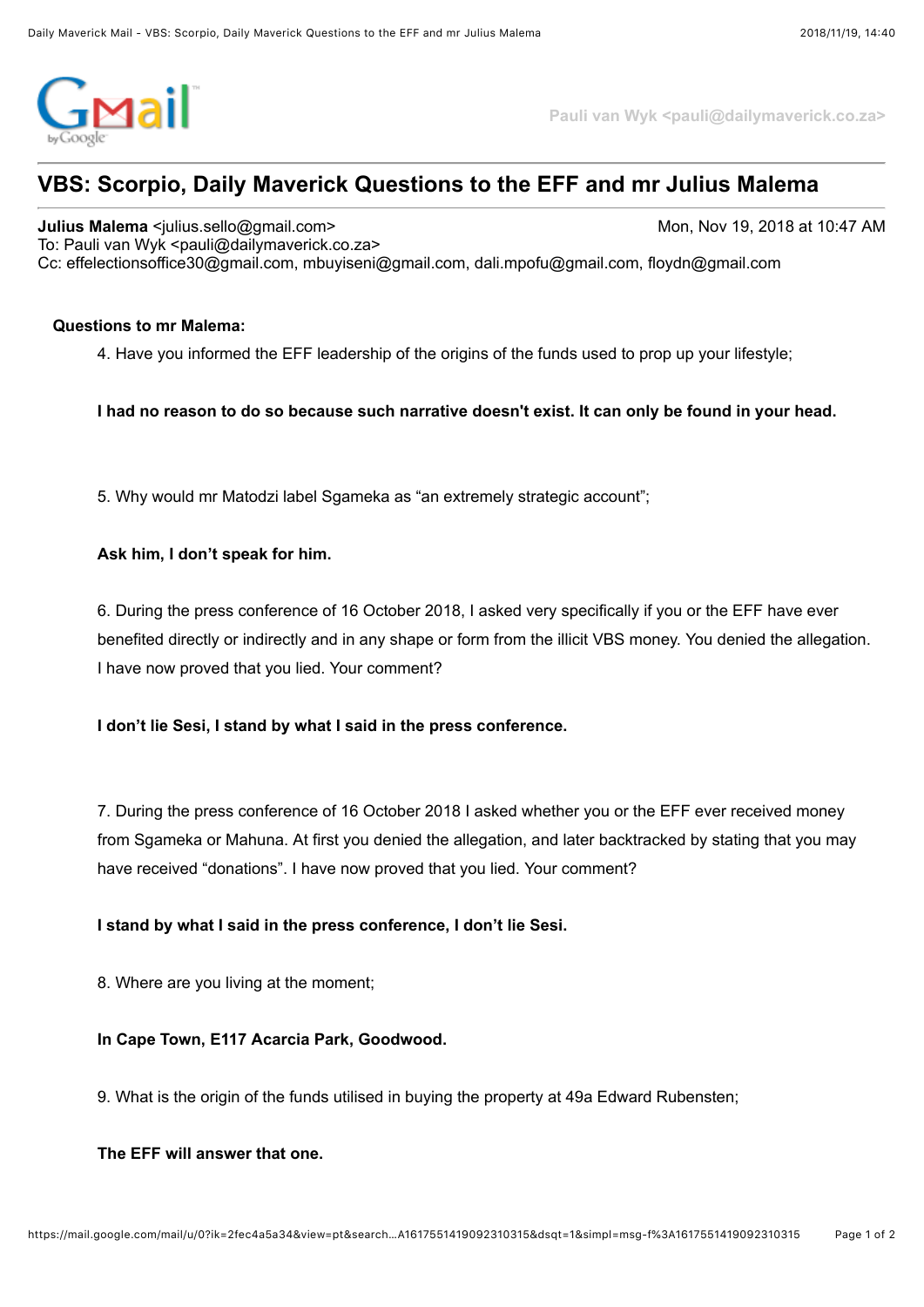Pauli van Wyk <pauli@dailymaverick.co.za>

# VBS: Scorpio, Daily Maverick Questions to the EFF and mr Julius Malema

**Julius Malema** <julius.sello@gmail.com> Mon, Nov 19, 2018 at 10:47 AM
To: Pauli van Wyk <pauli@dailymaverick.co.za>
Cc: effelectionsoffice30@gmail.com, mbuyiseni@gmail.com, dali.mpofu@gmail.com, floydn@gmail.com

**Questions to mr Malema:**

4. Have you informed the EFF leadership of the origins of the funds used to prop up your lifestyle;

**I had no reason to do so because such narrative doesn't exist. It can only be found in your head.**

5. Why would mr Matodzi label Sgameka as "an extremely strategic account";

**Ask him, I don't speak for him.**

6. During the press conference of 16 October 2018, I asked very specifically if you or the EFF have ever benefited directly or indirectly and in any shape or form from the illicit VBS money. You denied the allegation. I have now proved that you lied. Your comment?

**I don't lie Sesi, I stand by what I said in the press conference.**

7. During the press conference of 16 October 2018 I asked whether you or the EFF ever received money from Sgameka or Mahuna. At first you denied the allegation, and later backtracked by stating that you may have received "donations". I have now proved that you lied. Your comment?

**I stand by what I said in the press conference, I don't lie Sesi.**

8. Where are you living at the moment;

**In Cape Town, E117 Acarcia Park, Goodwood.**

9. What is the origin of the funds utilised in buying the property at 49a Edward Rubensten;

**The EFF will answer that one.**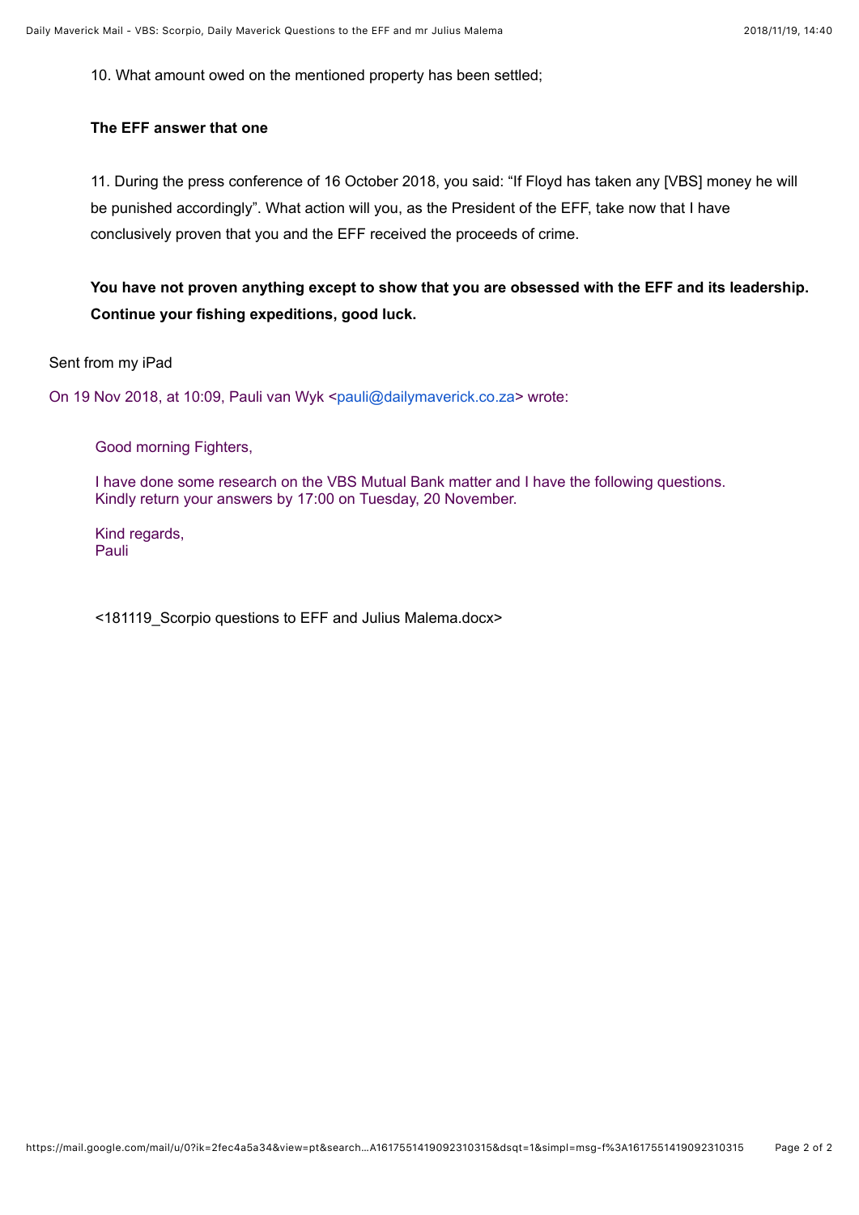10. What amount owed on the mentioned property has been settled;

**The EFF answer that one**

11. During the press conference of 16 October 2018, you said: "If Floyd has taken any [VBS] money he will be punished accordingly". What action will you, as the President of the EFF, take now that I have conclusively proven that you and the EFF received the proceeds of crime.

**You have not proven anything except to show that you are obsessed with the EFF and its leadership. Continue your fishing expeditions, good luck.**

Sent from my iPad

On 19 Nov 2018, at 10:09, Pauli van Wyk <pauli@dailymaverick.co.za> wrote:

> Good morning Fighters,
>
> I have done some research on the VBS Mutual Bank matter and I have the following questions. Kindly return your answers by 17:00 on Tuesday, 20 November.
>
> Kind regards,
> Pauli
>
> <181119_Scorpio questions to EFF and Julius Malema.docx>